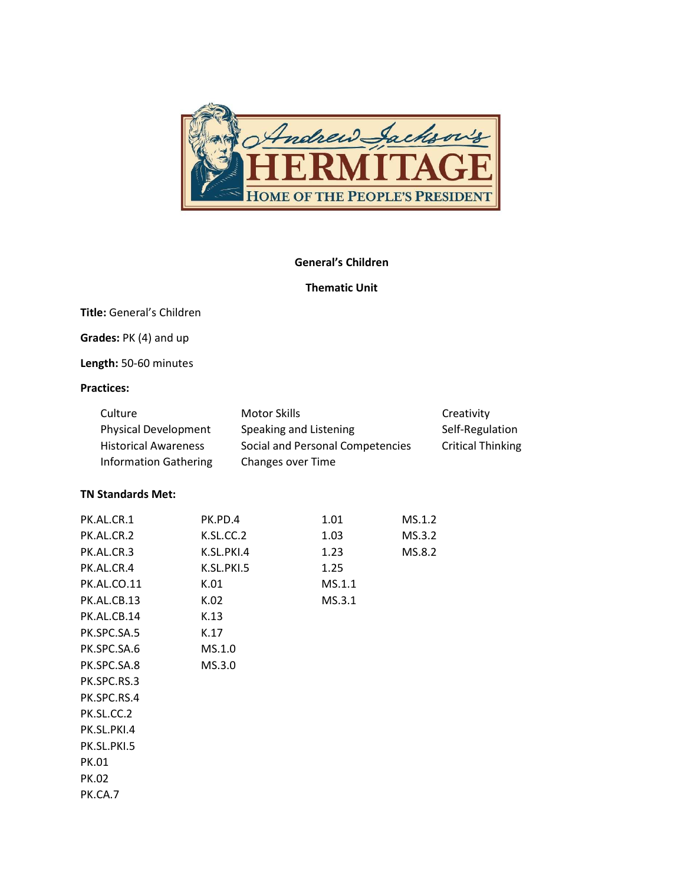**General's Children**

**Thematic Unit**

**Title:** General's Children

**Grades:** PK (4) and up

**Length:** 50-60 minutes

**Practices:**

| | | |
|---|---|---|
| Culture | Motor Skills | Creativity |
| Physical Development | Speaking and Listening | Self-Regulation |
| Historical Awareness | Social and Personal Competencies | Critical Thinking |
| Information Gathering | Changes over Time | |

**TN Standards Met:**

| | | | |
|---|---|---|---|
| PK.AL.CR.1 | PK.PD.4 | 1.01 | MS.1.2 |
| PK.AL.CR.2 | K.SL.CC.2 | 1.03 | MS.3.2 |
| PK.AL.CR.3 | K.SL.PKI.4 | 1.23 | MS.8.2 |
| PK.AL.CR.4 | K.SL.PKI.5 | 1.25 | |
| PK.AL.CO.11 | K.01 | MS.1.1 | |
| PK.AL.CB.13 | K.02 | MS.3.1 | |
| PK.AL.CB.14 | K.13 | | |
| PK.SPC.SA.5 | K.17 | | |
| PK.SPC.SA.6 | MS.1.0 | | |
| PK.SPC.SA.8 | MS.3.0 | | |
| PK.SPC.RS.3 | | | |
| PK.SPC.RS.4 | | | |
| PK.SL.CC.2 | | | |
| PK.SL.PKI.4 | | | |
| PK.SL.PKI.5 | | | |
| PK.01 | | | |
| PK.02 | | | |
| PK.CA.7 | | | |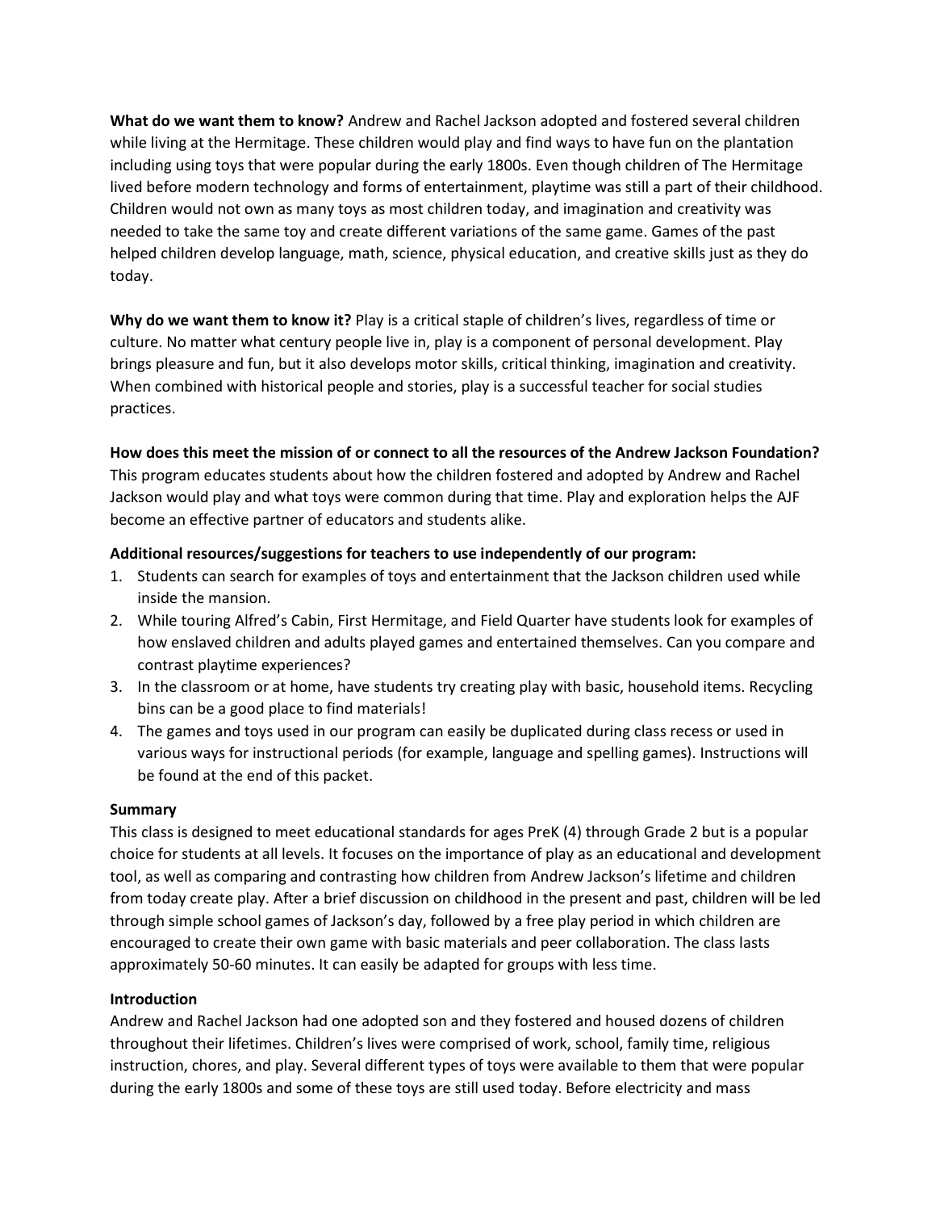**What do we want them to know?** Andrew and Rachel Jackson adopted and fostered several children while living at the Hermitage. These children would play and find ways to have fun on the plantation including using toys that were popular during the early 1800s. Even though children of The Hermitage lived before modern technology and forms of entertainment, playtime was still a part of their childhood. Children would not own as many toys as most children today, and imagination and creativity was needed to take the same toy and create different variations of the same game. Games of the past helped children develop language, math, science, physical education, and creative skills just as they do today.

**Why do we want them to know it?** Play is a critical staple of children's lives, regardless of time or culture. No matter what century people live in, play is a component of personal development. Play brings pleasure and fun, but it also develops motor skills, critical thinking, imagination and creativity. When combined with historical people and stories, play is a successful teacher for social studies practices.

**How does this meet the mission of or connect to all the resources of the Andrew Jackson Foundation?**
This program educates students about how the children fostered and adopted by Andrew and Rachel Jackson would play and what toys were common during that time. Play and exploration helps the AJF become an effective partner of educators and students alike.

**Additional resources/suggestions for teachers to use independently of our program:**

1. Students can search for examples of toys and entertainment that the Jackson children used while inside the mansion.
2. While touring Alfred's Cabin, First Hermitage, and Field Quarter have students look for examples of how enslaved children and adults played games and entertained themselves. Can you compare and contrast playtime experiences?
3. In the classroom or at home, have students try creating play with basic, household items. Recycling bins can be a good place to find materials!
4. The games and toys used in our program can easily be duplicated during class recess or used in various ways for instructional periods (for example, language and spelling games). Instructions will be found at the end of this packet.

**Summary**

This class is designed to meet educational standards for ages PreK (4) through Grade 2 but is a popular choice for students at all levels. It focuses on the importance of play as an educational and development tool, as well as comparing and contrasting how children from Andrew Jackson's lifetime and children from today create play. After a brief discussion on childhood in the present and past, children will be led through simple school games of Jackson's day, followed by a free play period in which children are encouraged to create their own game with basic materials and peer collaboration. The class lasts approximately 50-60 minutes. It can easily be adapted for groups with less time.

**Introduction**

Andrew and Rachel Jackson had one adopted son and they fostered and housed dozens of children throughout their lifetimes. Children's lives were comprised of work, school, family time, religious instruction, chores, and play. Several different types of toys were available to them that were popular during the early 1800s and some of these toys are still used today. Before electricity and mass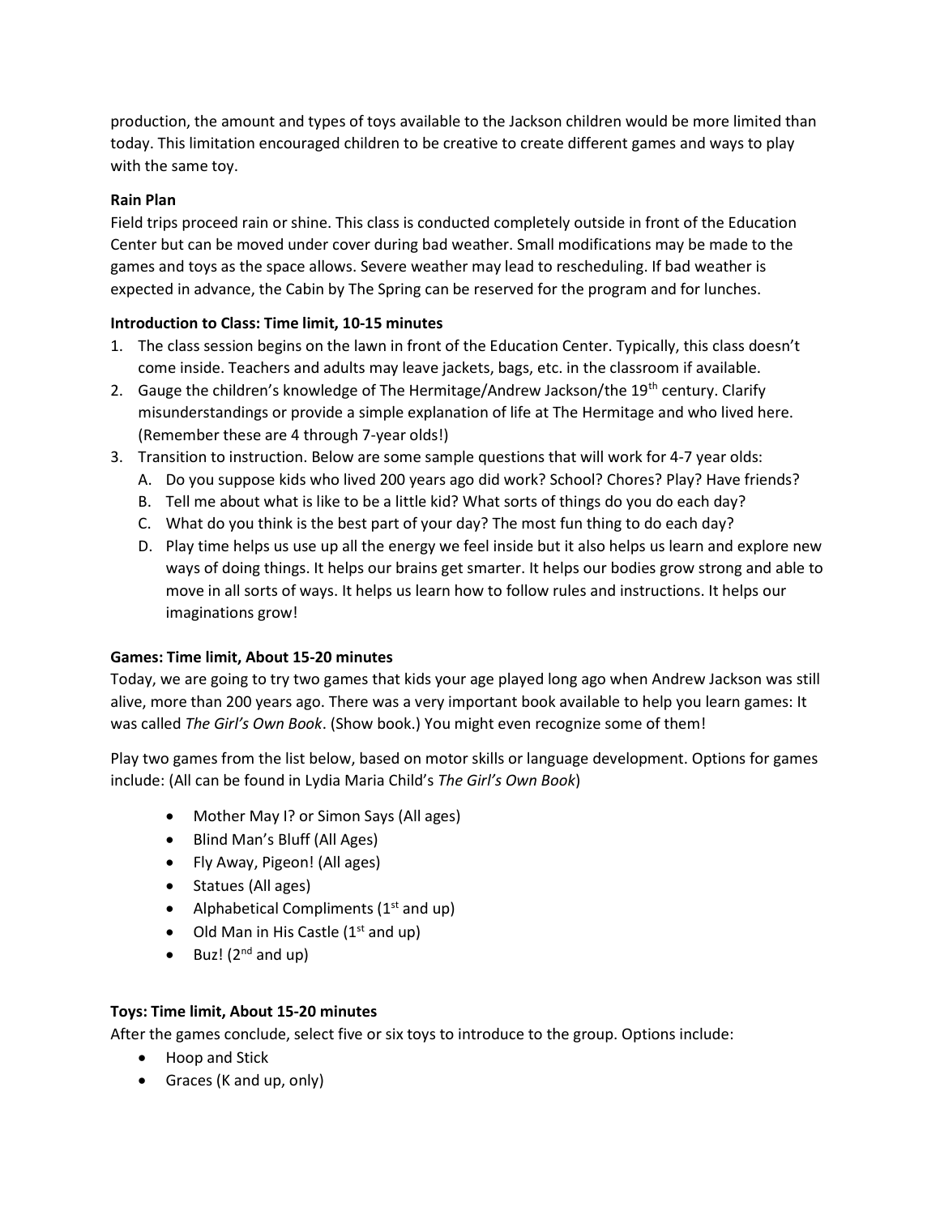production, the amount and types of toys available to the Jackson children would be more limited than today. This limitation encouraged children to be creative to create different games and ways to play with the same toy.

**Rain Plan**
Field trips proceed rain or shine. This class is conducted completely outside in front of the Education Center but can be moved under cover during bad weather. Small modifications may be made to the games and toys as the space allows. Severe weather may lead to rescheduling. If bad weather is expected in advance, the Cabin by The Spring can be reserved for the program and for lunches.

**Introduction to Class: Time limit, 10-15 minutes**

1. The class session begins on the lawn in front of the Education Center. Typically, this class doesn't come inside. Teachers and adults may leave jackets, bags, etc. in the classroom if available.
2. Gauge the children's knowledge of The Hermitage/Andrew Jackson/the 19th century. Clarify misunderstandings or provide a simple explanation of life at The Hermitage and who lived here. (Remember these are 4 through 7-year olds!)
3. Transition to instruction. Below are some sample questions that will work for 4-7 year olds:
   A. Do you suppose kids who lived 200 years ago did work? School? Chores? Play? Have friends?
   B. Tell me about what is like to be a little kid? What sorts of things do you do each day?
   C. What do you think is the best part of your day? The most fun thing to do each day?
   D. Play time helps us use up all the energy we feel inside but it also helps us learn and explore new ways of doing things. It helps our brains get smarter. It helps our bodies grow strong and able to move in all sorts of ways. It helps us learn how to follow rules and instructions. It helps our imaginations grow!

**Games: Time limit, About 15-20 minutes**
Today, we are going to try two games that kids your age played long ago when Andrew Jackson was still alive, more than 200 years ago. There was a very important book available to help you learn games: It was called *The Girl's Own Book*. (Show book.) You might even recognize some of them!

Play two games from the list below, based on motor skills or language development. Options for games include: (All can be found in Lydia Maria Child's *The Girl's Own Book*)

- Mother May I? or Simon Says (All ages)
- Blind Man's Bluff (All Ages)
- Fly Away, Pigeon! (All ages)
- Statues (All ages)
- Alphabetical Compliments (1st and up)
- Old Man in His Castle (1st and up)
- Buz! (2nd and up)

**Toys: Time limit, About 15-20 minutes**
After the games conclude, select five or six toys to introduce to the group. Options include:

- Hoop and Stick
- Graces (K and up, only)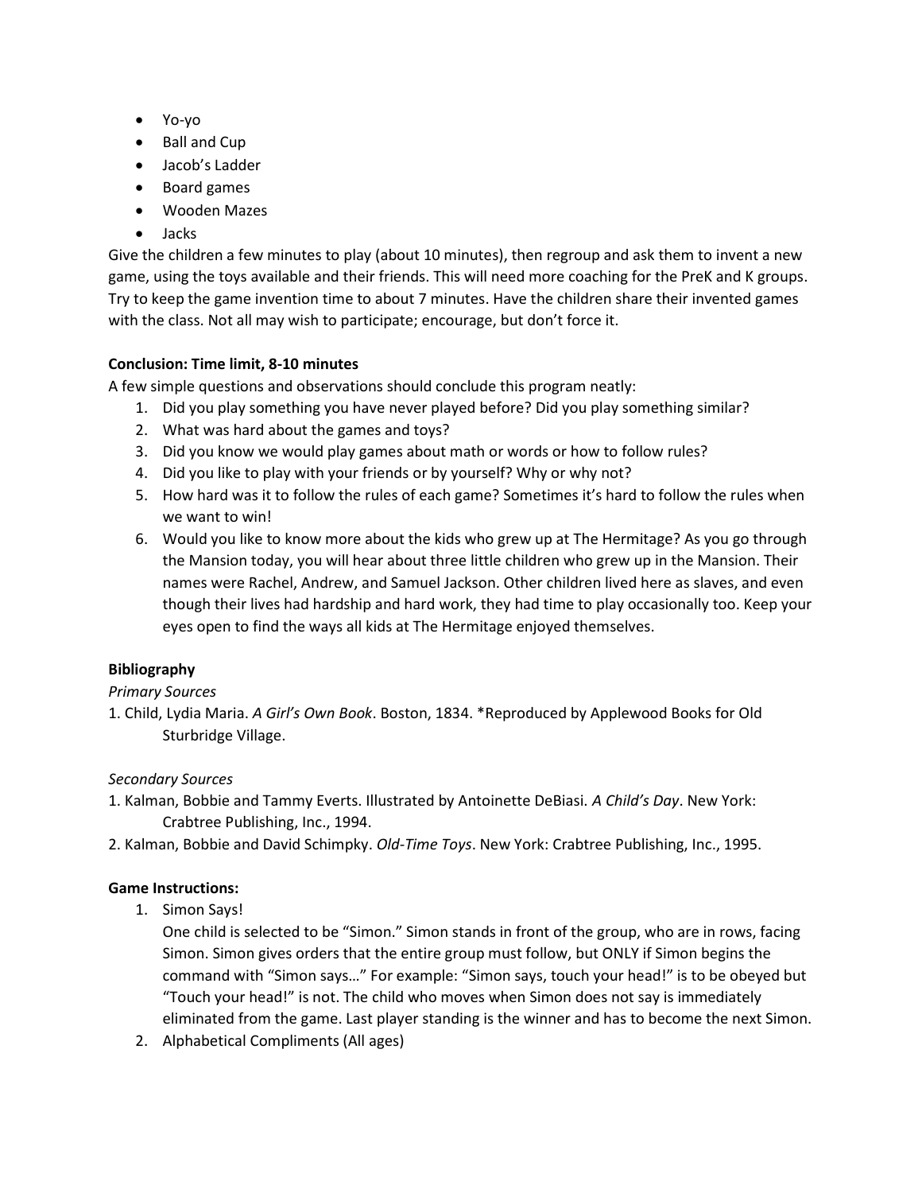- Yo-yo
- Ball and Cup
- Jacob's Ladder
- Board games
- Wooden Mazes
- Jacks

Give the children a few minutes to play (about 10 minutes), then regroup and ask them to invent a new game, using the toys available and their friends. This will need more coaching for the PreK and K groups. Try to keep the game invention time to about 7 minutes. Have the children share their invented games with the class. Not all may wish to participate; encourage, but don't force it.

**Conclusion: Time limit, 8-10 minutes**

A few simple questions and observations should conclude this program neatly:

1. Did you play something you have never played before? Did you play something similar?
2. What was hard about the games and toys?
3. Did you know we would play games about math or words or how to follow rules?
4. Did you like to play with your friends or by yourself? Why or why not?
5. How hard was it to follow the rules of each game? Sometimes it's hard to follow the rules when we want to win!
6. Would you like to know more about the kids who grew up at The Hermitage? As you go through the Mansion today, you will hear about three little children who grew up in the Mansion. Their names were Rachel, Andrew, and Samuel Jackson. Other children lived here as slaves, and even though their lives had hardship and hard work, they had time to play occasionally too. Keep your eyes open to find the ways all kids at The Hermitage enjoyed themselves.

**Bibliography**

*Primary Sources*

1. Child, Lydia Maria. *A Girl's Own Book*. Boston, 1834. *Reproduced by Applewood Books for Old Sturbridge Village.

*Secondary Sources*

1. Kalman, Bobbie and Tammy Everts. Illustrated by Antoinette DeBiasi. *A Child's Day*. New York: Crabtree Publishing, Inc., 1994.
2. Kalman, Bobbie and David Schimpky. *Old-Time Toys*. New York: Crabtree Publishing, Inc., 1995.

**Game Instructions:**

1. Simon Says!

   One child is selected to be "Simon." Simon stands in front of the group, who are in rows, facing Simon. Simon gives orders that the entire group must follow, but ONLY if Simon begins the command with "Simon says…" For example: "Simon says, touch your head!" is to be obeyed but "Touch your head!" is not. The child who moves when Simon does not say is immediately eliminated from the game. Last player standing is the winner and has to become the next Simon.
2. Alphabetical Compliments (All ages)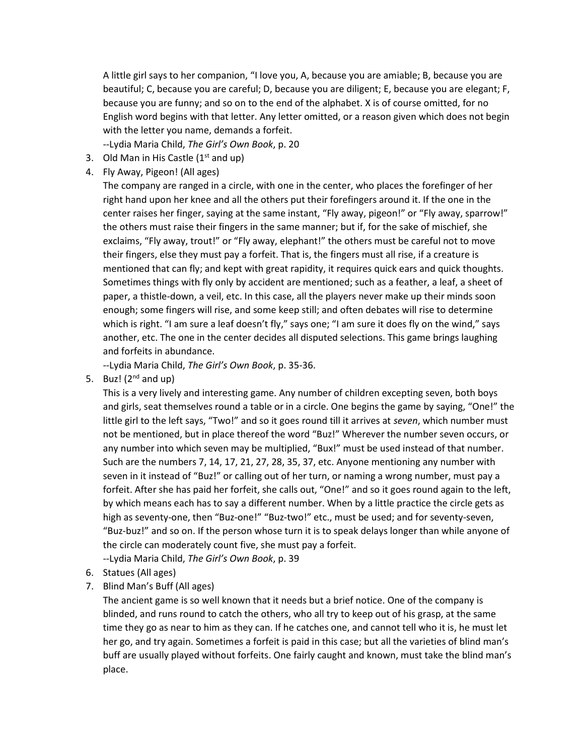A little girl says to her companion, “I love you, A, because you are amiable; B, because you are beautiful; C, because you are careful; D, because you are diligent; E, because you are elegant; F, because you are funny; and so on to the end of the alphabet. X is of course omitted, for no English word begins with that letter. Any letter omitted, or a reason given which does not begin with the letter you name, demands a forfeit.

--Lydia Maria Child, *The Girl’s Own Book*, p. 20

3. Old Man in His Castle (1st and up)
4. Fly Away, Pigeon! (All ages)

   The company are ranged in a circle, with one in the center, who places the forefinger of her right hand upon her knee and all the others put their forefingers around it. If the one in the center raises her finger, saying at the same instant, “Fly away, pigeon!” or “Fly away, sparrow!” the others must raise their fingers in the same manner; but if, for the sake of mischief, she exclaims, “Fly away, trout!” or “Fly away, elephant!” the others must be careful not to move their fingers, else they must pay a forfeit. That is, the fingers must all rise, if a creature is mentioned that can fly; and kept with great rapidity, it requires quick ears and quick thoughts. Sometimes things with fly only by accident are mentioned; such as a feather, a leaf, a sheet of paper, a thistle-down, a veil, etc. In this case, all the players never make up their minds soon enough; some fingers will rise, and some keep still; and often debates will rise to determine which is right. “I am sure a leaf doesn’t fly,” says one; “I am sure it does fly on the wind,” says another, etc. The one in the center decides all disputed selections. This game brings laughing and forfeits in abundance.

   --Lydia Maria Child, *The Girl’s Own Book*, p. 35-36.
5. Buz! (2nd and up)

   This is a very lively and interesting game. Any number of children excepting seven, both boys and girls, seat themselves round a table or in a circle. One begins the game by saying, “One!” the little girl to the left says, “Two!” and so it goes round till it arrives at *seven*, which number must not be mentioned, but in place thereof the word “Buz!” Wherever the number seven occurs, or any number into which seven may be multiplied, “Bux!” must be used instead of that number. Such are the numbers 7, 14, 17, 21, 27, 28, 35, 37, etc. Anyone mentioning any number with seven in it instead of “Buz!” or calling out of her turn, or naming a wrong number, must pay a forfeit. After she has paid her forfeit, she calls out, “One!” and so it goes round again to the left, by which means each has to say a different number. When by a little practice the circle gets as high as seventy-one, then “Buz-one!” “Buz-two!” etc., must be used; and for seventy-seven, “Buz-buz!” and so on. If the person whose turn it is to speak delays longer than while anyone of the circle can moderately count five, she must pay a forfeit.

   --Lydia Maria Child, *The Girl’s Own Book*, p. 39
6. Statues (All ages)
7. Blind Man’s Buff (All ages)

   The ancient game is so well known that it needs but a brief notice. One of the company is blinded, and runs round to catch the others, who all try to keep out of his grasp, at the same time they go as near to him as they can. If he catches one, and cannot tell who it is, he must let her go, and try again. Sometimes a forfeit is paid in this case; but all the varieties of blind man’s buff are usually played without forfeits. One fairly caught and known, must take the blind man’s place.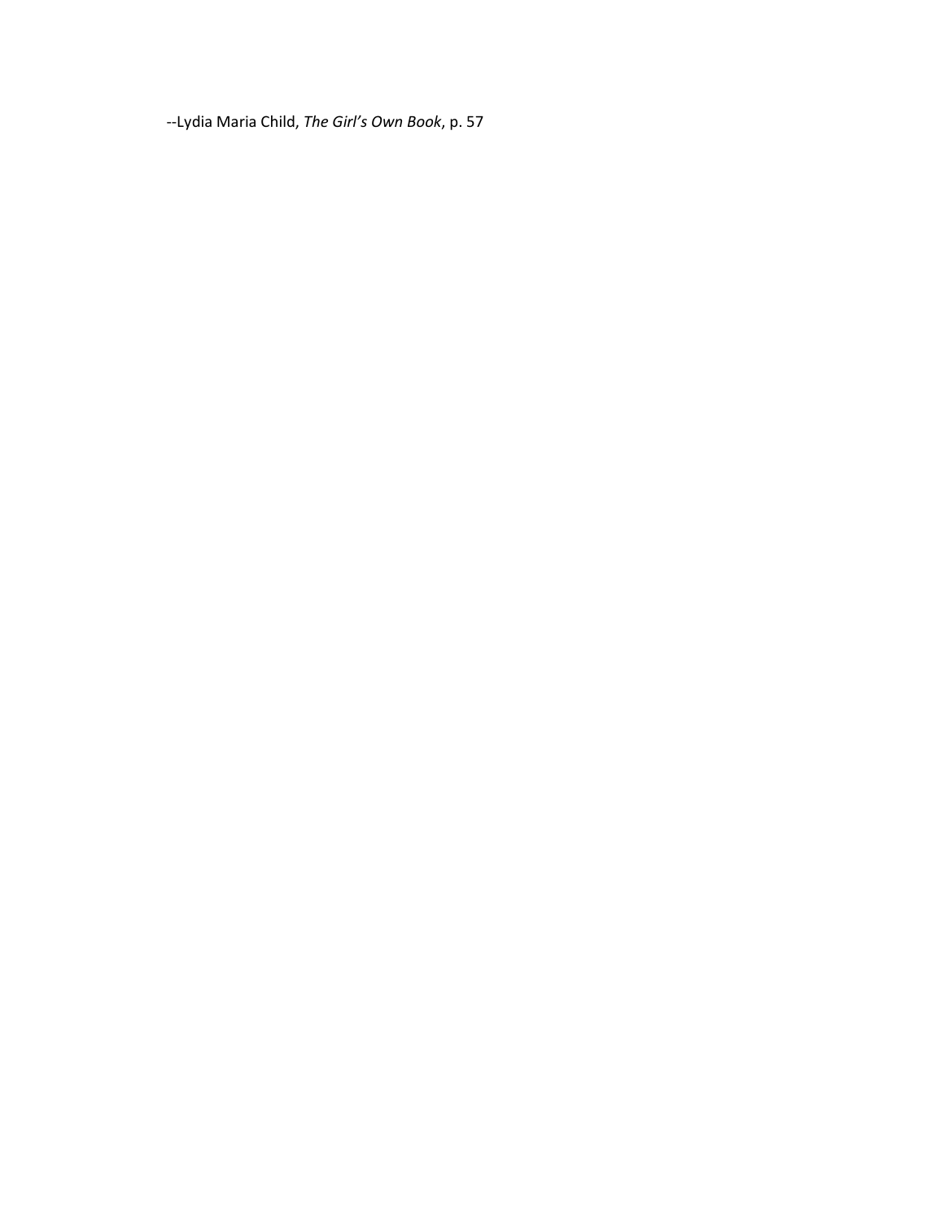--Lydia Maria Child, *The Girl's Own Book*, p. 57